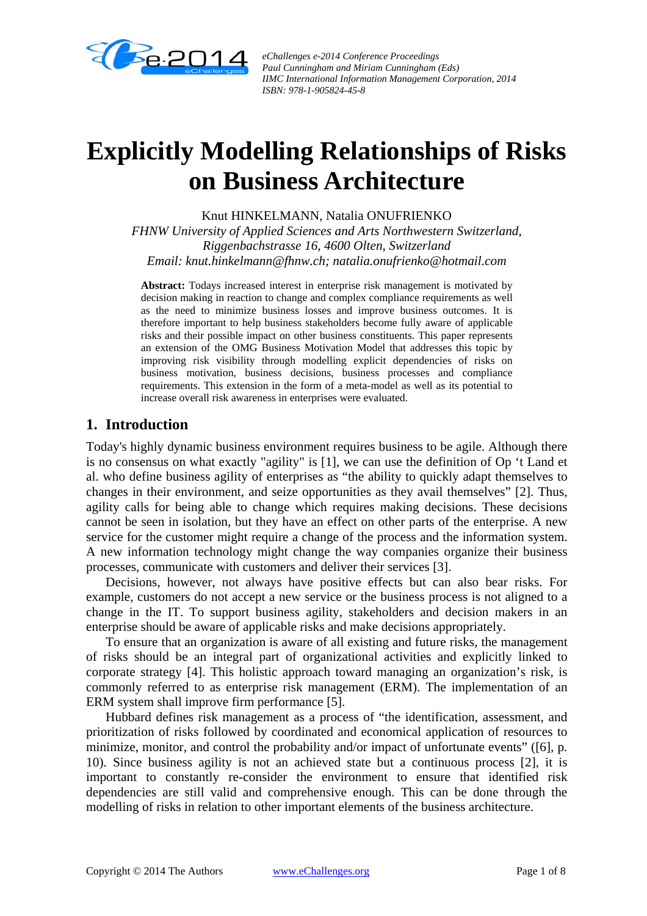# Explicitly Modelling Relationships of Risks on Business Architecture

Knut HINKELMANN, Natalia ONUFRIENKO

*FHNW University of Applied Sciences and Arts Northwestern Switzerland, Riggenbachstrasse 16, 4600 Olten, Switzerland*

*Email: knut.hinkelmann@fhnw.ch; natalia.onufrienko@hotmail.com*

**Abstract:** Todays increased interest in enterprise risk management is motivated by decision making in reaction to change and complex compliance requirements as well as the need to minimize business losses and improve business outcomes. It is therefore important to help business stakeholders become fully aware of applicable risks and their possible impact on other business constituents. This paper represents an extension of the OMG Business Motivation Model that addresses this topic by improving risk visibility through modelling explicit dependencies of risks on business motivation, business decisions, business processes and compliance requirements. This extension in the form of a meta-model as well as its potential to increase overall risk awareness in enterprises were evaluated.

## 1. Introduction

Today's highly dynamic business environment requires business to be agile. Although there is no consensus on what exactly "agility" is [1], we can use the definition of Op 't Land et al. who define business agility of enterprises as "the ability to quickly adapt themselves to changes in their environment, and seize opportunities as they avail themselves" [2]. Thus, agility calls for being able to change which requires making decisions. These decisions cannot be seen in isolation, but they have an effect on other parts of the enterprise. A new service for the customer might require a change of the process and the information system. A new information technology might change the way companies organize their business processes, communicate with customers and deliver their services [3].

Decisions, however, not always have positive effects but can also bear risks. For example, customers do not accept a new service or the business process is not aligned to a change in the IT. To support business agility, stakeholders and decision makers in an enterprise should be aware of applicable risks and make decisions appropriately.

To ensure that an organization is aware of all existing and future risks, the management of risks should be an integral part of organizational activities and explicitly linked to corporate strategy [4]. This holistic approach toward managing an organization's risk, is commonly referred to as enterprise risk management (ERM). The implementation of an ERM system shall improve firm performance [5].

Hubbard defines risk management as a process of "the identification, assessment, and prioritization of risks followed by coordinated and economical application of resources to minimize, monitor, and control the probability and/or impact of unfortunate events" ([6], p. 10). Since business agility is not an achieved state but a continuous process [2], it is important to constantly re-consider the environment to ensure that identified risk dependencies are still valid and comprehensive enough. This can be done through the modelling of risks in relation to other important elements of the business architecture.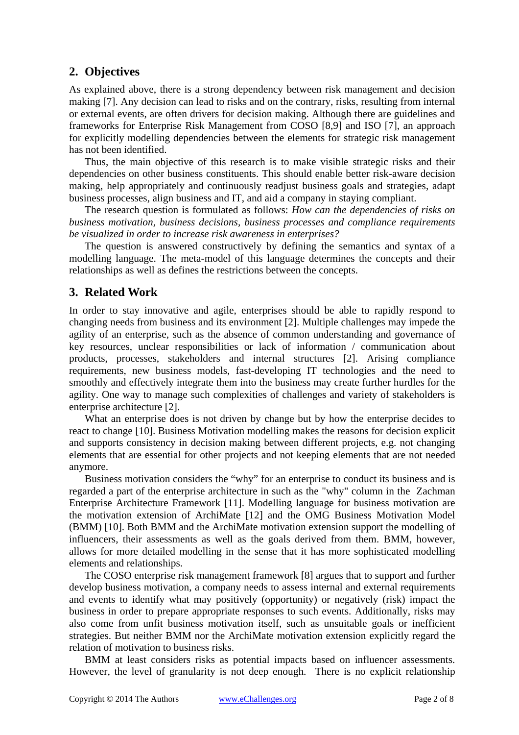## 2. Objectives

As explained above, there is a strong dependency between risk management and decision making [7]. Any decision can lead to risks and on the contrary, risks, resulting from internal or external events, are often drivers for decision making. Although there are guidelines and frameworks for Enterprise Risk Management from COSO [8,9] and ISO [7], an approach for explicitly modelling dependencies between the elements for strategic risk management has not been identified.

Thus, the main objective of this research is to make visible strategic risks and their dependencies on other business constituents. This should enable better risk-aware decision making, help appropriately and continuously readjust business goals and strategies, adapt business processes, align business and IT, and aid a company in staying compliant.

The research question is formulated as follows: *How can the dependencies of risks on business motivation, business decisions, business processes and compliance requirements be visualized in order to increase risk awareness in enterprises?*

The question is answered constructively by defining the semantics and syntax of a modelling language. The meta-model of this language determines the concepts and their relationships as well as defines the restrictions between the concepts.

## 3. Related Work

In order to stay innovative and agile, enterprises should be able to rapidly respond to changing needs from business and its environment [2]. Multiple challenges may impede the agility of an enterprise, such as the absence of common understanding and governance of key resources, unclear responsibilities or lack of information / communication about products, processes, stakeholders and internal structures [2]. Arising compliance requirements, new business models, fast-developing IT technologies and the need to smoothly and effectively integrate them into the business may create further hurdles for the agility. One way to manage such complexities of challenges and variety of stakeholders is enterprise architecture [2].

What an enterprise does is not driven by change but by how the enterprise decides to react to change [10]. Business Motivation modelling makes the reasons for decision explicit and supports consistency in decision making between different projects, e.g. not changing elements that are essential for other projects and not keeping elements that are not needed anymore.

Business motivation considers the "why" for an enterprise to conduct its business and is regarded a part of the enterprise architecture in such as the "why" column in the Zachman Enterprise Architecture Framework [11]. Modelling language for business motivation are the motivation extension of ArchiMate [12] and the OMG Business Motivation Model (BMM) [10]. Both BMM and the ArchiMate motivation extension support the modelling of influencers, their assessments as well as the goals derived from them. BMM, however, allows for more detailed modelling in the sense that it has more sophisticated modelling elements and relationships.

The COSO enterprise risk management framework [8] argues that to support and further develop business motivation, a company needs to assess internal and external requirements and events to identify what may positively (opportunity) or negatively (risk) impact the business in order to prepare appropriate responses to such events. Additionally, risks may also come from unfit business motivation itself, such as unsuitable goals or inefficient strategies. But neither BMM nor the ArchiMate motivation extension explicitly regard the relation of motivation to business risks.

BMM at least considers risks as potential impacts based on influencer assessments. However, the level of granularity is not deep enough. There is no explicit relationship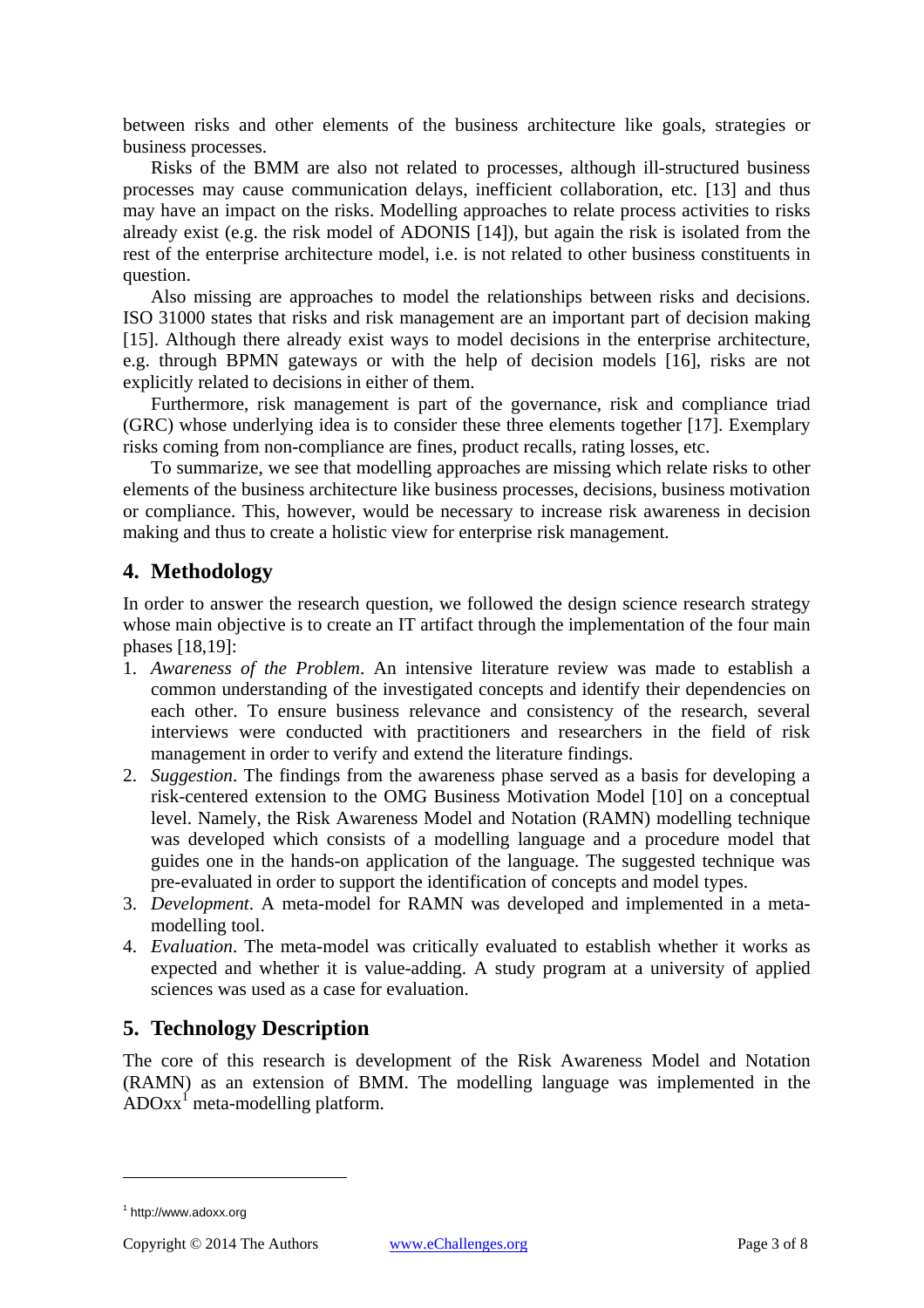between risks and other elements of the business architecture like goals, strategies or business processes.

Risks of the BMM are also not related to processes, although ill-structured business processes may cause communication delays, inefficient collaboration, etc. [13] and thus may have an impact on the risks. Modelling approaches to relate process activities to risks already exist (e.g. the risk model of ADONIS [14]), but again the risk is isolated from the rest of the enterprise architecture model, i.e. is not related to other business constituents in question.

Also missing are approaches to model the relationships between risks and decisions. ISO 31000 states that risks and risk management are an important part of decision making [15]. Although there already exist ways to model decisions in the enterprise architecture, e.g. through BPMN gateways or with the help of decision models [16], risks are not explicitly related to decisions in either of them.

Furthermore, risk management is part of the governance, risk and compliance triad (GRC) whose underlying idea is to consider these three elements together [17]. Exemplary risks coming from non-compliance are fines, product recalls, rating losses, etc.

To summarize, we see that modelling approaches are missing which relate risks to other elements of the business architecture like business processes, decisions, business motivation or compliance. This, however, would be necessary to increase risk awareness in decision making and thus to create a holistic view for enterprise risk management.

## 4. Methodology

In order to answer the research question, we followed the design science research strategy whose main objective is to create an IT artifact through the implementation of the four main phases [18,19]:

1. *Awareness of the Problem*. An intensive literature review was made to establish a common understanding of the investigated concepts and identify their dependencies on each other. To ensure business relevance and consistency of the research, several interviews were conducted with practitioners and researchers in the field of risk management in order to verify and extend the literature findings.
2. *Suggestion*. The findings from the awareness phase served as a basis for developing a risk-centered extension to the OMG Business Motivation Model [10] on a conceptual level. Namely, the Risk Awareness Model and Notation (RAMN) modelling technique was developed which consists of a modelling language and a procedure model that guides one in the hands-on application of the language. The suggested technique was pre-evaluated in order to support the identification of concepts and model types.
3. *Development*. A meta-model for RAMN was developed and implemented in a meta-modelling tool.
4. *Evaluation*. The meta-model was critically evaluated to establish whether it works as expected and whether it is value-adding. A study program at a university of applied sciences was used as a case for evaluation.

## 5. Technology Description

The core of this research is development of the Risk Awareness Model and Notation (RAMN) as an extension of BMM. The modelling language was implemented in the ADOxx[1] meta-modelling platform.

---

[1] http://www.adoxx.org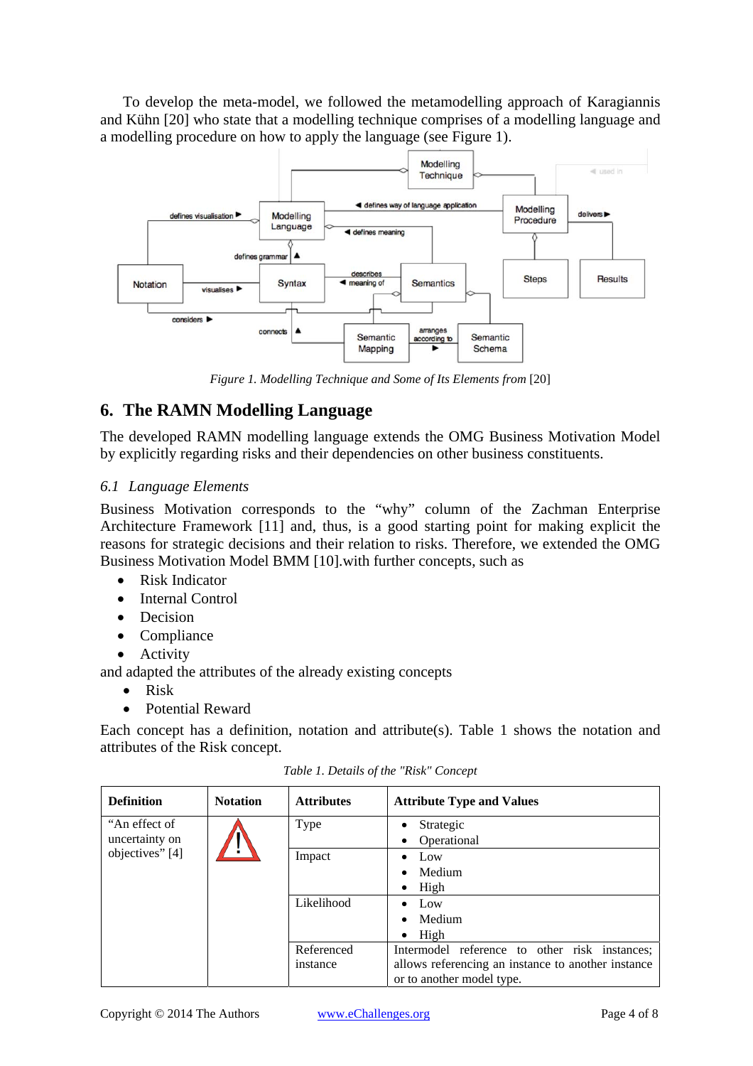To develop the meta-model, we followed the metamodelling approach of Karagiannis and Kühn [20] who state that a modelling technique comprises of a modelling language and a modelling procedure on how to apply the language (see Figure 1).

*Figure 1. Modelling Technique and Some of Its Elements from* [20]

## 6. The RAMN Modelling Language

The developed RAMN modelling language extends the OMG Business Motivation Model by explicitly regarding risks and their dependencies on other business constituents.

### *6.1 Language Elements*

Business Motivation corresponds to the "why" column of the Zachman Enterprise Architecture Framework [11] and, thus, is a good starting point for making explicit the reasons for strategic decisions and their relation to risks. Therefore, we extended the OMG Business Motivation Model BMM [10].with further concepts, such as

- Risk Indicator
- Internal Control
- Decision
- Compliance
- Activity

and adapted the attributes of the already existing concepts

- Risk
- Potential Reward

Each concept has a definition, notation and attribute(s). Table 1 shows the notation and attributes of the Risk concept.

*Table 1. Details of the "Risk" Concept*

| **Definition** | **Notation** | **Attributes** | **Attribute Type and Values** |
|---|---|---|---|
| "An effect of uncertainty on objectives" [4] | ⚠ | Type | • Strategic<br>• Operational |
| | | Impact | • Low<br>• Medium<br>• High |
| | | Likelihood | • Low<br>• Medium<br>• High |
| | | Referenced instance | Intermodel reference to other risk instances; allows referencing an instance to another instance or to another model type. |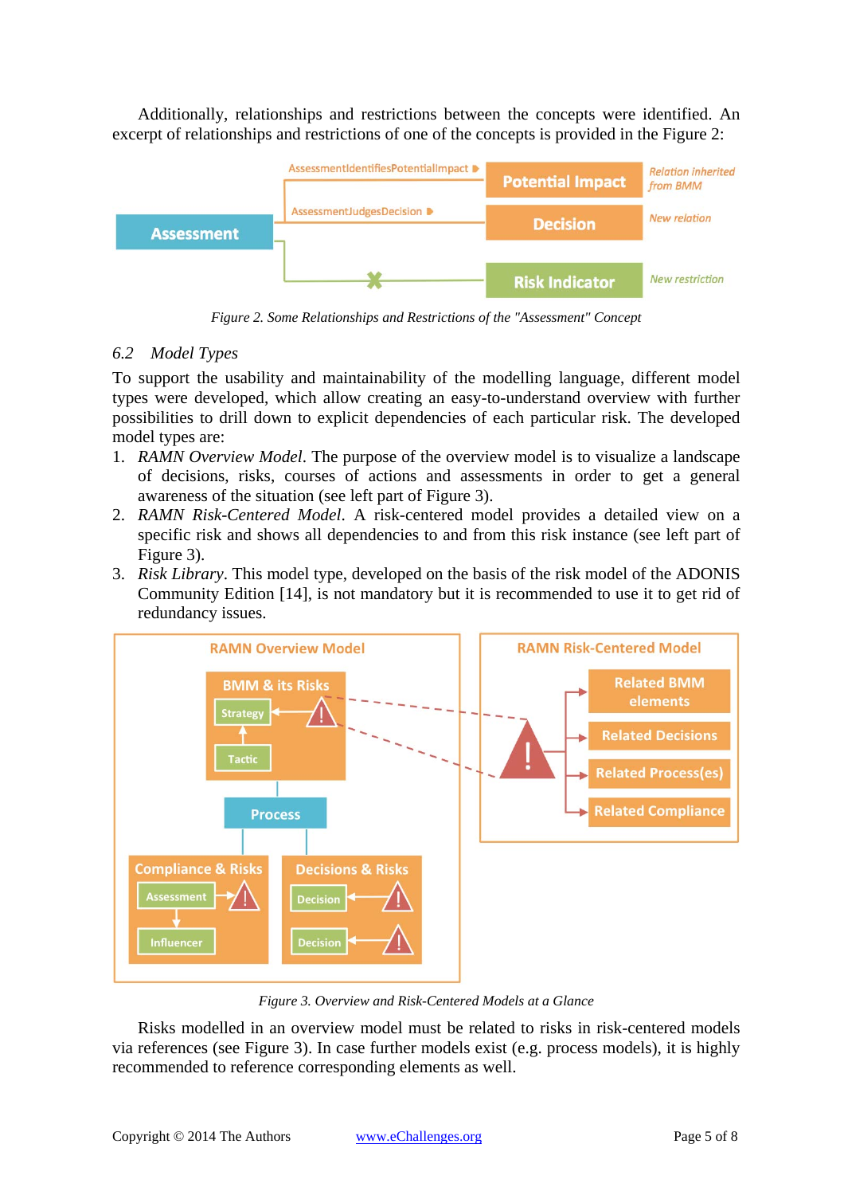Additionally, relationships and restrictions between the concepts were identified. An excerpt of relationships and restrictions of one of the concepts is provided in the Figure 2:

*Figure 2. Some Relationships and Restrictions of the "Assessment" Concept*

### 6.2 Model Types

To support the usability and maintainability of the modelling language, different model types were developed, which allow creating an easy-to-understand overview with further possibilities to drill down to explicit dependencies of each particular risk. The developed model types are:

1. *RAMN Overview Model*. The purpose of the overview model is to visualize a landscape of decisions, risks, courses of actions and assessments in order to get a general awareness of the situation (see left part of Figure 3).
2. *RAMN Risk-Centered Model*. A risk-centered model provides a detailed view on a specific risk and shows all dependencies to and from this risk instance (see left part of Figure 3).
3. *Risk Library*. This model type, developed on the basis of the risk model of the ADONIS Community Edition [14], is not mandatory but it is recommended to use it to get rid of redundancy issues.

*Figure 3. Overview and Risk-Centered Models at a Glance*

Risks modelled in an overview model must be related to risks in risk-centered models via references (see Figure 3). In case further models exist (e.g. process models), it is highly recommended to reference corresponding elements as well.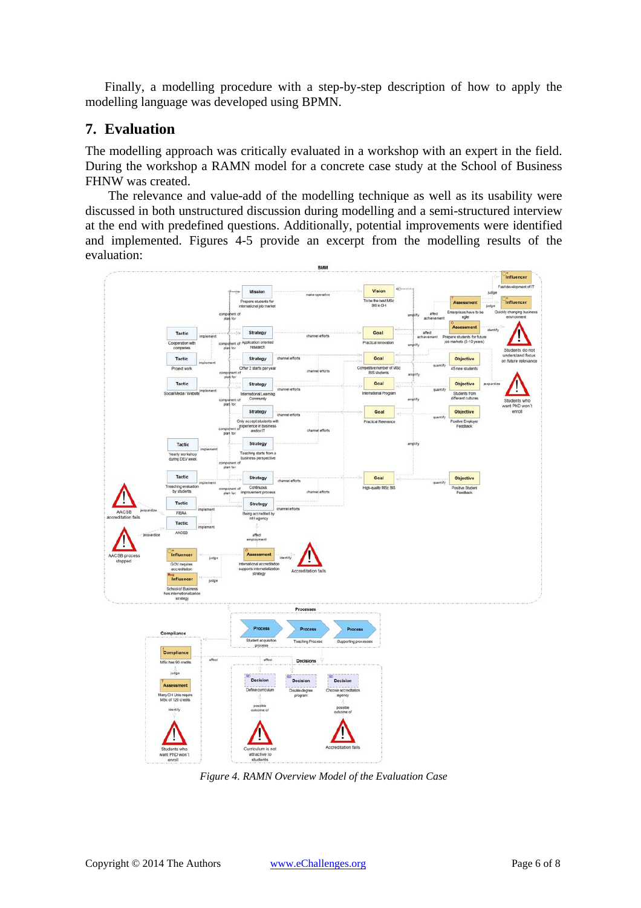Finally, a modelling procedure with a step-by-step description of how to apply the modelling language was developed using BPMN.

## 7. Evaluation

The modelling approach was critically evaluated in a workshop with an expert in the field. During the workshop a RAMN model for a concrete case study at the School of Business FHNW was created.

The relevance and value-add of the modelling technique as well as its usability were discussed in both unstructured discussion during modelling and a semi-structured interview at the end with predefined questions. Additionally, potential improvements were identified and implemented. Figures 4-5 provide an excerpt from the modelling results of the evaluation:

*Figure 4. RAMN Overview Model of the Evaluation Case*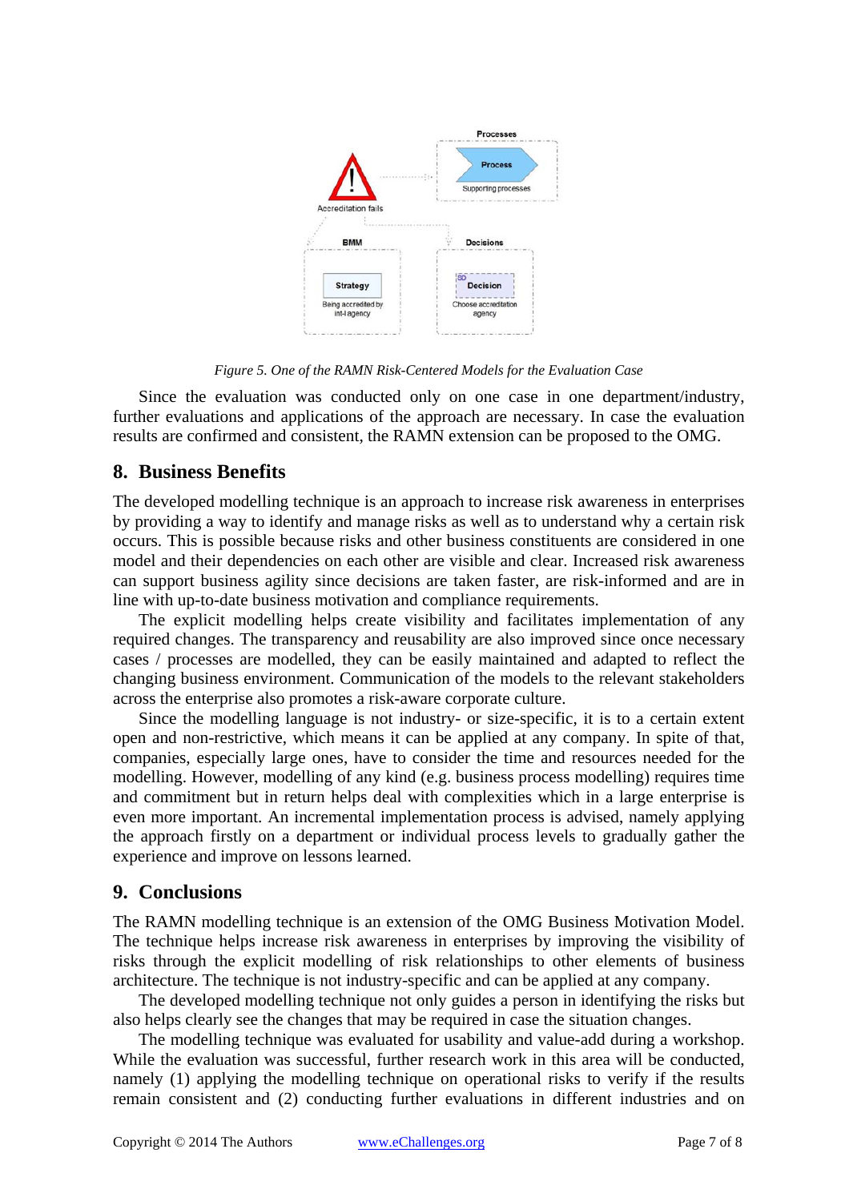*Figure 5. One of the RAMN Risk-Centered Models for the Evaluation Case*

Since the evaluation was conducted only on one case in one department/industry, further evaluations and applications of the approach are necessary. In case the evaluation results are confirmed and consistent, the RAMN extension can be proposed to the OMG.

## 8. Business Benefits

The developed modelling technique is an approach to increase risk awareness in enterprises by providing a way to identify and manage risks as well as to understand why a certain risk occurs. This is possible because risks and other business constituents are considered in one model and their dependencies on each other are visible and clear. Increased risk awareness can support business agility since decisions are taken faster, are risk-informed and are in line with up-to-date business motivation and compliance requirements.

The explicit modelling helps create visibility and facilitates implementation of any required changes. The transparency and reusability are also improved since once necessary cases / processes are modelled, they can be easily maintained and adapted to reflect the changing business environment. Communication of the models to the relevant stakeholders across the enterprise also promotes a risk-aware corporate culture.

Since the modelling language is not industry- or size-specific, it is to a certain extent open and non-restrictive, which means it can be applied at any company. In spite of that, companies, especially large ones, have to consider the time and resources needed for the modelling. However, modelling of any kind (e.g. business process modelling) requires time and commitment but in return helps deal with complexities which in a large enterprise is even more important. An incremental implementation process is advised, namely applying the approach firstly on a department or individual process levels to gradually gather the experience and improve on lessons learned.

## 9. Conclusions

The RAMN modelling technique is an extension of the OMG Business Motivation Model. The technique helps increase risk awareness in enterprises by improving the visibility of risks through the explicit modelling of risk relationships to other elements of business architecture. The technique is not industry-specific and can be applied at any company.

The developed modelling technique not only guides a person in identifying the risks but also helps clearly see the changes that may be required in case the situation changes.

The modelling technique was evaluated for usability and value-add during a workshop. While the evaluation was successful, further research work in this area will be conducted, namely (1) applying the modelling technique on operational risks to verify if the results remain consistent and (2) conducting further evaluations in different industries and on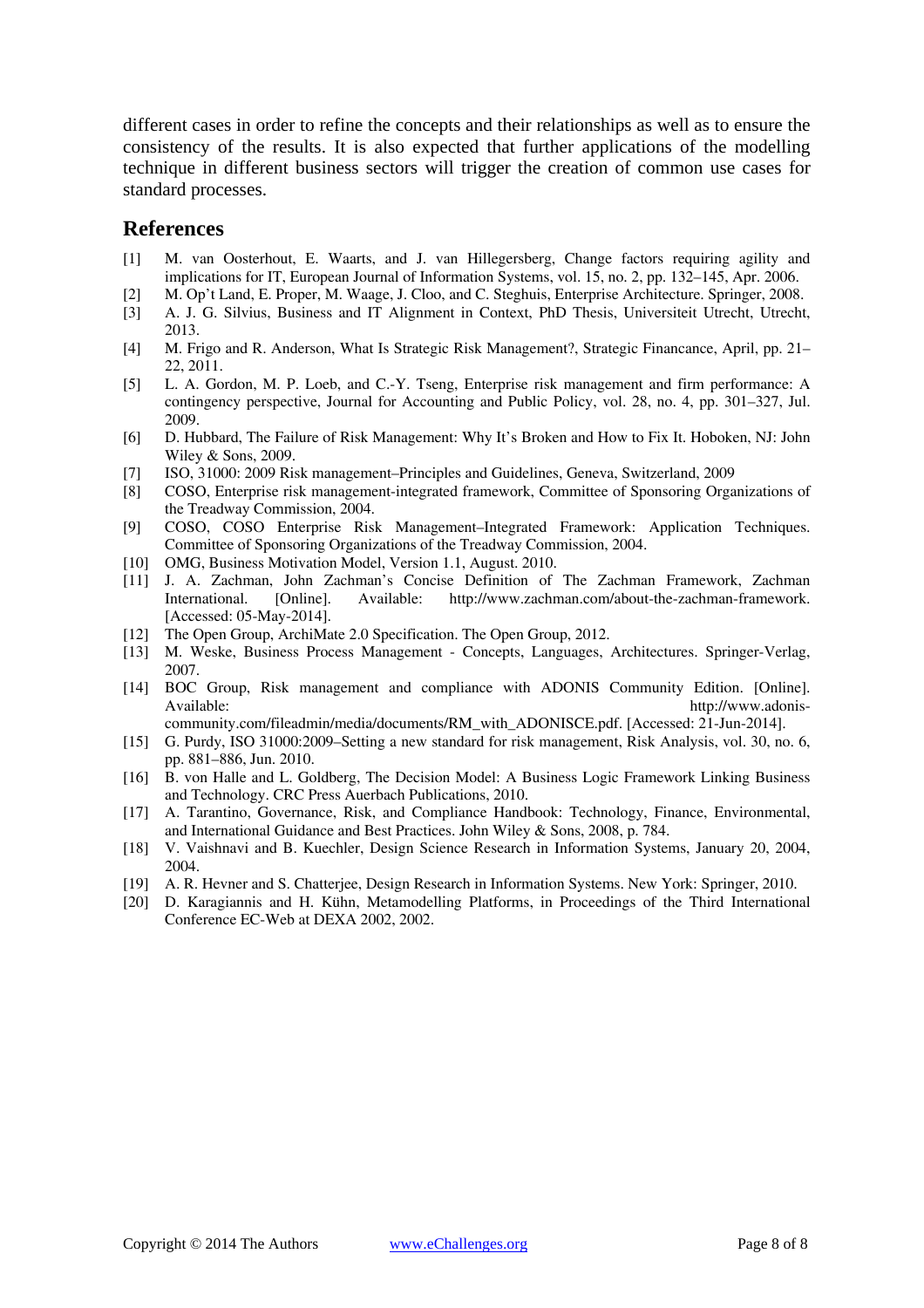different cases in order to refine the concepts and their relationships as well as to ensure the consistency of the results. It is also expected that further applications of the modelling technique in different business sectors will trigger the creation of common use cases for standard processes.

## References

[1] M. van Oosterhout, E. Waarts, and J. van Hillegersberg, Change factors requiring agility and implications for IT, European Journal of Information Systems, vol. 15, no. 2, pp. 132–145, Apr. 2006.

[2] M. Op't Land, E. Proper, M. Waage, J. Cloo, and C. Steghuis, Enterprise Architecture. Springer, 2008.

[3] A. J. G. Silvius, Business and IT Alignment in Context, PhD Thesis, Universiteit Utrecht, Utrecht, 2013.

[4] M. Frigo and R. Anderson, What Is Strategic Risk Management?, Strategic Financance, April, pp. 21–22, 2011.

[5] L. A. Gordon, M. P. Loeb, and C.-Y. Tseng, Enterprise risk management and firm performance: A contingency perspective, Journal for Accounting and Public Policy, vol. 28, no. 4, pp. 301–327, Jul. 2009.

[6] D. Hubbard, The Failure of Risk Management: Why It's Broken and How to Fix It. Hoboken, NJ: John Wiley & Sons, 2009.

[7] ISO, 31000: 2009 Risk management–Principles and Guidelines, Geneva, Switzerland, 2009

[8] COSO, Enterprise risk management-integrated framework, Committee of Sponsoring Organizations of the Treadway Commission, 2004.

[9] COSO, COSO Enterprise Risk Management–Integrated Framework: Application Techniques. Committee of Sponsoring Organizations of the Treadway Commission, 2004.

[10] OMG, Business Motivation Model, Version 1.1, August. 2010.

[11] J. A. Zachman, John Zachman's Concise Definition of The Zachman Framework, Zachman International. [Online]. Available: http://www.zachman.com/about-the-zachman-framework. [Accessed: 05-May-2014].

[12] The Open Group, ArchiMate 2.0 Specification. The Open Group, 2012.

[13] M. Weske, Business Process Management - Concepts, Languages, Architectures. Springer-Verlag, 2007.

[14] BOC Group, Risk management and compliance with ADONIS Community Edition. [Online]. Available: http://www.adonis-community.com/fileadmin/media/documents/RM_with_ADONISCE.pdf. [Accessed: 21-Jun-2014].

[15] G. Purdy, ISO 31000:2009–Setting a new standard for risk management, Risk Analysis, vol. 30, no. 6, pp. 881–886, Jun. 2010.

[16] B. von Halle and L. Goldberg, The Decision Model: A Business Logic Framework Linking Business and Technology. CRC Press Auerbach Publications, 2010.

[17] A. Tarantino, Governance, Risk, and Compliance Handbook: Technology, Finance, Environmental, and International Guidance and Best Practices. John Wiley & Sons, 2008, p. 784.

[18] V. Vaishnavi and B. Kuechler, Design Science Research in Information Systems, January 20, 2004, 2004.

[19] A. R. Hevner and S. Chatterjee, Design Research in Information Systems. New York: Springer, 2010.

[20] D. Karagiannis and H. Kühn, Metamodelling Platforms, in Proceedings of the Third International Conference EC-Web at DEXA 2002, 2002.